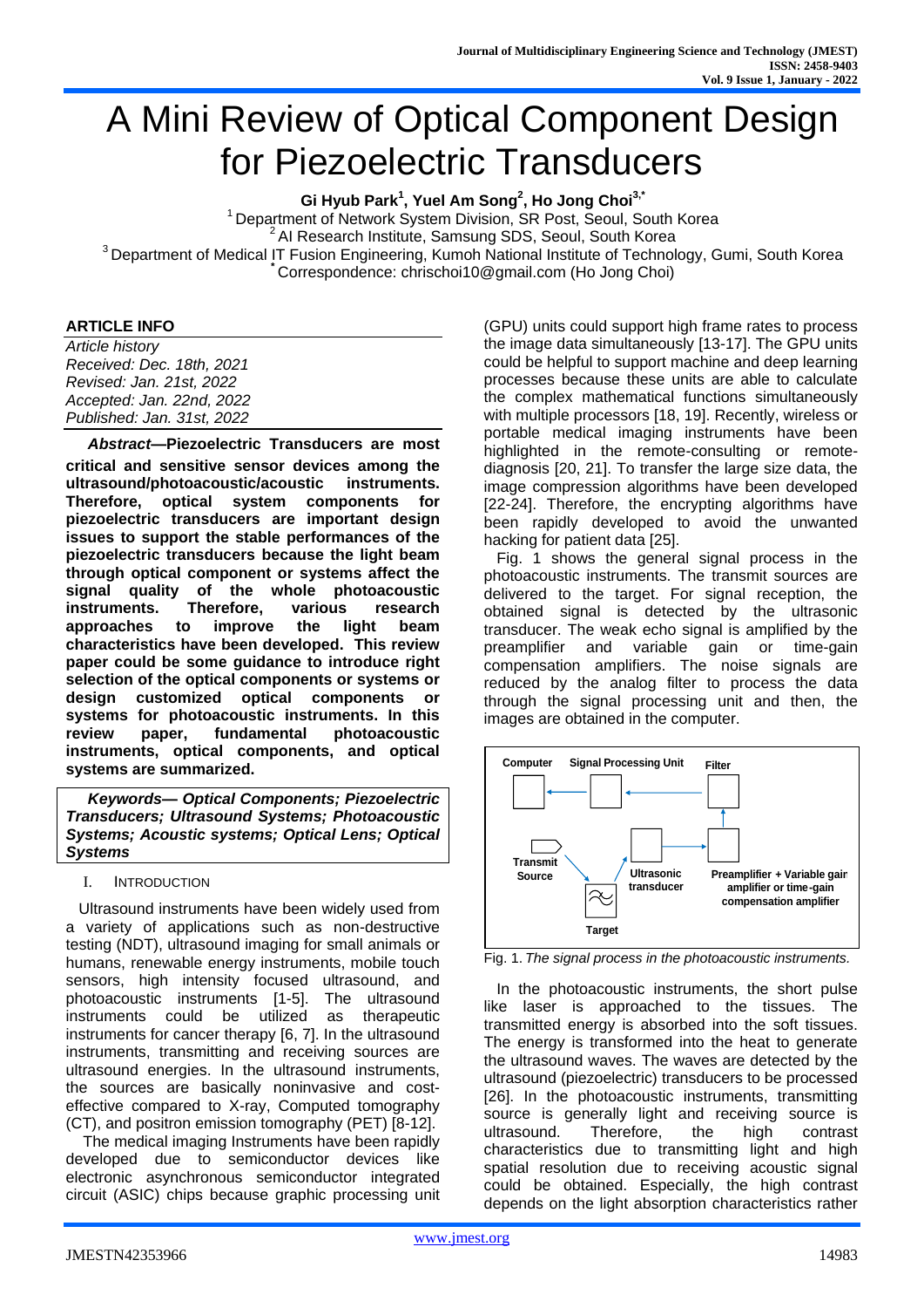# A Mini Review of Optical Component Design for Piezoelectric Transducers

**Gi Hyub Park[1], Yuel Am Song[2], Ho Jong Choi[3,*]**

[1] Department of Network System Division, SR Post, Seoul, South Korea
[2] AI Research Institute, Samsung SDS, Seoul, South Korea
[3] Department of Medical IT Fusion Engineering, Kumoh National Institute of Technology, Gumi, South Korea
[*] Correspondence: chrischoi10@gmail.com (Ho Jong Choi)

## ARTICLE INFO

*Article history*
*Received: Dec. 18th, 2021*
*Revised: Jan. 21st, 2022*
*Accepted: Jan. 22nd, 2022*
*Published: Jan. 31st, 2022*

***Abstract*—Piezoelectric Transducers are most critical and sensitive sensor devices among the ultrasound/photoacoustic/acoustic instruments. Therefore, optical system components for piezoelectric transducers are important design issues to support the stable performances of the piezoelectric transducers because the light beam through optical component or systems affect the signal quality of the whole photoacoustic instruments. Therefore, various research approaches to improve the light beam characteristics have been developed. This review paper could be some guidance to introduce right selection of the optical components or systems or design customized optical components or systems for photoacoustic instruments. In this review paper, fundamental photoacoustic instruments, optical components, and optical systems are summarized.**

***Keywords— Optical Components; Piezoelectric Transducers; Ultrasound Systems; Photoacoustic Systems; Acoustic systems; Optical Lens; Optical Systems***

## I. Introduction

Ultrasound instruments have been widely used from a variety of applications such as non-destructive testing (NDT), ultrasound imaging for small animals or humans, renewable energy instruments, mobile touch sensors, high intensity focused ultrasound, and photoacoustic instruments [1-5]. The ultrasound instruments could be utilized as therapeutic instruments for cancer therapy [6, 7]. In the ultrasound instruments, transmitting and receiving sources are ultrasound energies. In the ultrasound instruments, the sources are basically noninvasive and cost-effective compared to X-ray, Computed tomography (CT), and positron emission tomography (PET) [8-12].

The medical imaging Instruments have been rapidly developed due to semiconductor devices like electronic asynchronous semiconductor integrated circuit (ASIC) chips because graphic processing unit (GPU) units could support high frame rates to process the image data simultaneously [13-17]. The GPU units could be helpful to support machine and deep learning processes because these units are able to calculate the complex mathematical functions simultaneously with multiple processors [18, 19]. Recently, wireless or portable medical imaging instruments have been highlighted in the remote-consulting or remote-diagnosis [20, 21]. To transfer the large size data, the image compression algorithms have been developed [22-24]. Therefore, the encrypting algorithms have been rapidly developed to avoid the unwanted hacking for patient data [25].

Fig. 1 shows the general signal process in the photoacoustic instruments. The transmit sources are delivered to the target. For signal reception, the obtained signal is detected by the ultrasonic transducer. The weak echo signal is amplified by the preamplifier and variable gain or time-gain compensation amplifiers. The noise signals are reduced by the analog filter to process the data through the signal processing unit and then, the images are obtained in the computer.

Computer | Signal Processing Unit | Filter | Transmit Source | Ultrasonic transducer | Preamplifier + Variable gain amplifier or time-gain compensation amplifier | Target

Fig. 1. *The signal process in the photoacoustic instruments.*

In the photoacoustic instruments, the short pulse like laser is approached to the tissues. The transmitted energy is absorbed into the soft tissues. The energy is transformed into the heat to generate the ultrasound waves. The waves are detected by the ultrasound (piezoelectric) transducers to be processed [26]. In the photoacoustic instruments, transmitting source is generally light and receiving source is ultrasound. Therefore, the high contrast characteristics due to transmitting light and high spatial resolution due to receiving acoustic signal could be obtained. Especially, the high contrast depends on the light absorption characteristics rather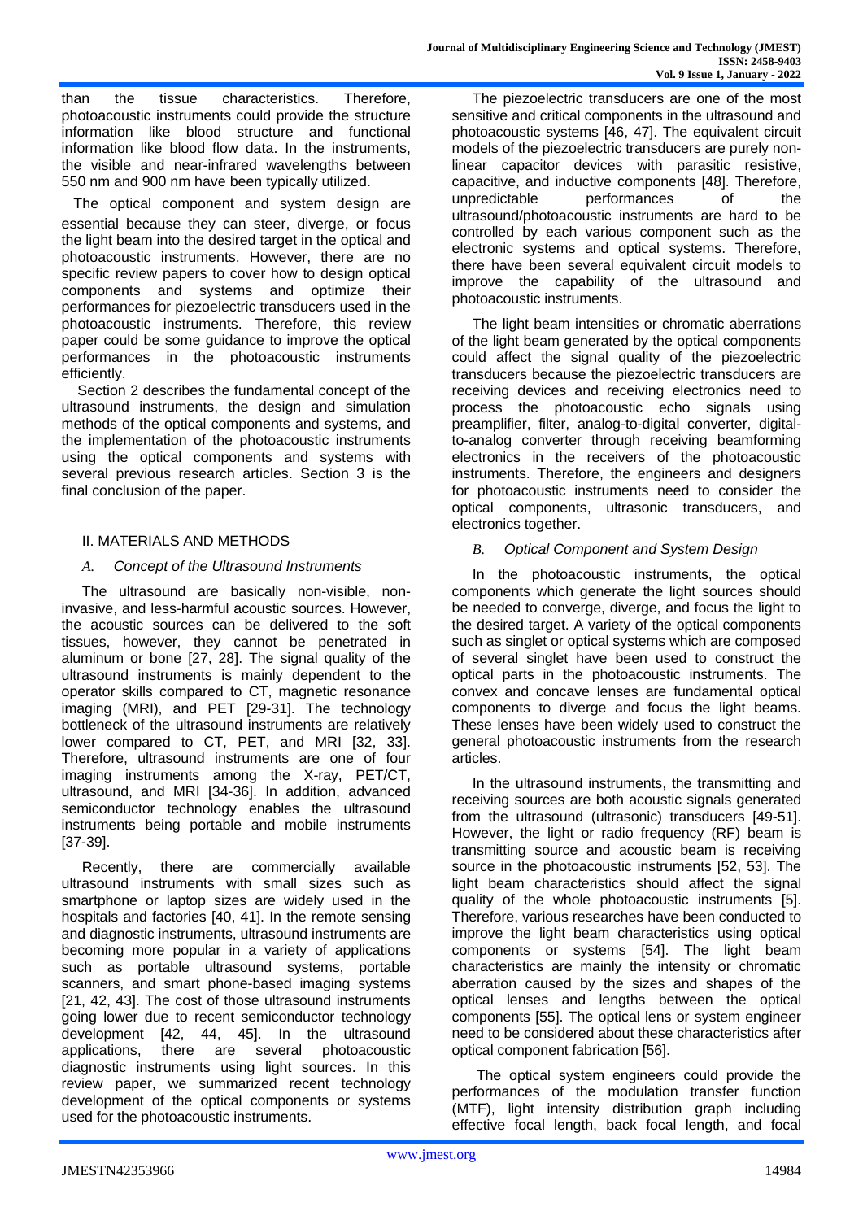than the tissue characteristics. Therefore, photoacoustic instruments could provide the structure information like blood structure and functional information like blood flow data. In the instruments, the visible and near-infrared wavelengths between 550 nm and 900 nm have been typically utilized.

The optical component and system design are essential because they can steer, diverge, or focus the light beam into the desired target in the optical and photoacoustic instruments. However, there are no specific review papers to cover how to design optical components and systems and optimize their performances for piezoelectric transducers used in the photoacoustic instruments. Therefore, this review paper could be some guidance to improve the optical performances in the photoacoustic instruments efficiently.

Section 2 describes the fundamental concept of the ultrasound instruments, the design and simulation methods of the optical components and systems, and the implementation of the photoacoustic instruments using the optical components and systems with several previous research articles. Section 3 is the final conclusion of the paper.

## II. MATERIALS AND METHODS

### *A. Concept of the Ultrasound Instruments*

The ultrasound are basically non-visible, non-invasive, and less-harmful acoustic sources. However, the acoustic sources can be delivered to the soft tissues, however, they cannot be penetrated in aluminum or bone [27, 28]. The signal quality of the ultrasound instruments is mainly dependent to the operator skills compared to CT, magnetic resonance imaging (MRI), and PET [29-31]. The technology bottleneck of the ultrasound instruments are relatively lower compared to CT, PET, and MRI [32, 33]. Therefore, ultrasound instruments are one of four imaging instruments among the X-ray, PET/CT, ultrasound, and MRI [34-36]. In addition, advanced semiconductor technology enables the ultrasound instruments being portable and mobile instruments [37-39].

Recently, there are commercially available ultrasound instruments with small sizes such as smartphone or laptop sizes are widely used in the hospitals and factories [40, 41]. In the remote sensing and diagnostic instruments, ultrasound instruments are becoming more popular in a variety of applications such as portable ultrasound systems, portable scanners, and smart phone-based imaging systems [21, 42, 43]. The cost of those ultrasound instruments going lower due to recent semiconductor technology development [42, 44, 45]. In the ultrasound applications, there are several photoacoustic diagnostic instruments using light sources. In this review paper, we summarized recent technology development of the optical components or systems used for the photoacoustic instruments.

The piezoelectric transducers are one of the most sensitive and critical components in the ultrasound and photoacoustic systems [46, 47]. The equivalent circuit models of the piezoelectric transducers are purely non-linear capacitor devices with parasitic resistive, capacitive, and inductive components [48]. Therefore, unpredictable performances of the ultrasound/photoacoustic instruments are hard to be controlled by each various component such as the electronic systems and optical systems. Therefore, there have been several equivalent circuit models to improve the capability of the ultrasound and photoacoustic instruments.

The light beam intensities or chromatic aberrations of the light beam generated by the optical components could affect the signal quality of the piezoelectric transducers because the piezoelectric transducers are receiving devices and receiving electronics need to process the photoacoustic echo signals using preamplifier, filter, analog-to-digital converter, digital-to-analog converter through receiving beamforming electronics in the receivers of the photoacoustic instruments. Therefore, the engineers and designers for photoacoustic instruments need to consider the optical components, ultrasonic transducers, and electronics together.

### *B. Optical Component and System Design*

In the photoacoustic instruments, the optical components which generate the light sources should be needed to converge, diverge, and focus the light to the desired target. A variety of the optical components such as singlet or optical systems which are composed of several singlet have been used to construct the optical parts in the photoacoustic instruments. The convex and concave lenses are fundamental optical components to diverge and focus the light beams. These lenses have been widely used to construct the general photoacoustic instruments from the research articles.

In the ultrasound instruments, the transmitting and receiving sources are both acoustic signals generated from the ultrasound (ultrasonic) transducers [49-51]. However, the light or radio frequency (RF) beam is transmitting source and acoustic beam is receiving source in the photoacoustic instruments [52, 53]. The light beam characteristics should affect the signal quality of the whole photoacoustic instruments [5]. Therefore, various researches have been conducted to improve the light beam characteristics using optical components or systems [54]. The light beam characteristics are mainly the intensity or chromatic aberration caused by the sizes and shapes of the optical lenses and lengths between the optical components [55]. The optical lens or system engineer need to be considered about these characteristics after optical component fabrication [56].

The optical system engineers could provide the performances of the modulation transfer function (MTF), light intensity distribution graph including effective focal length, back focal length, and focal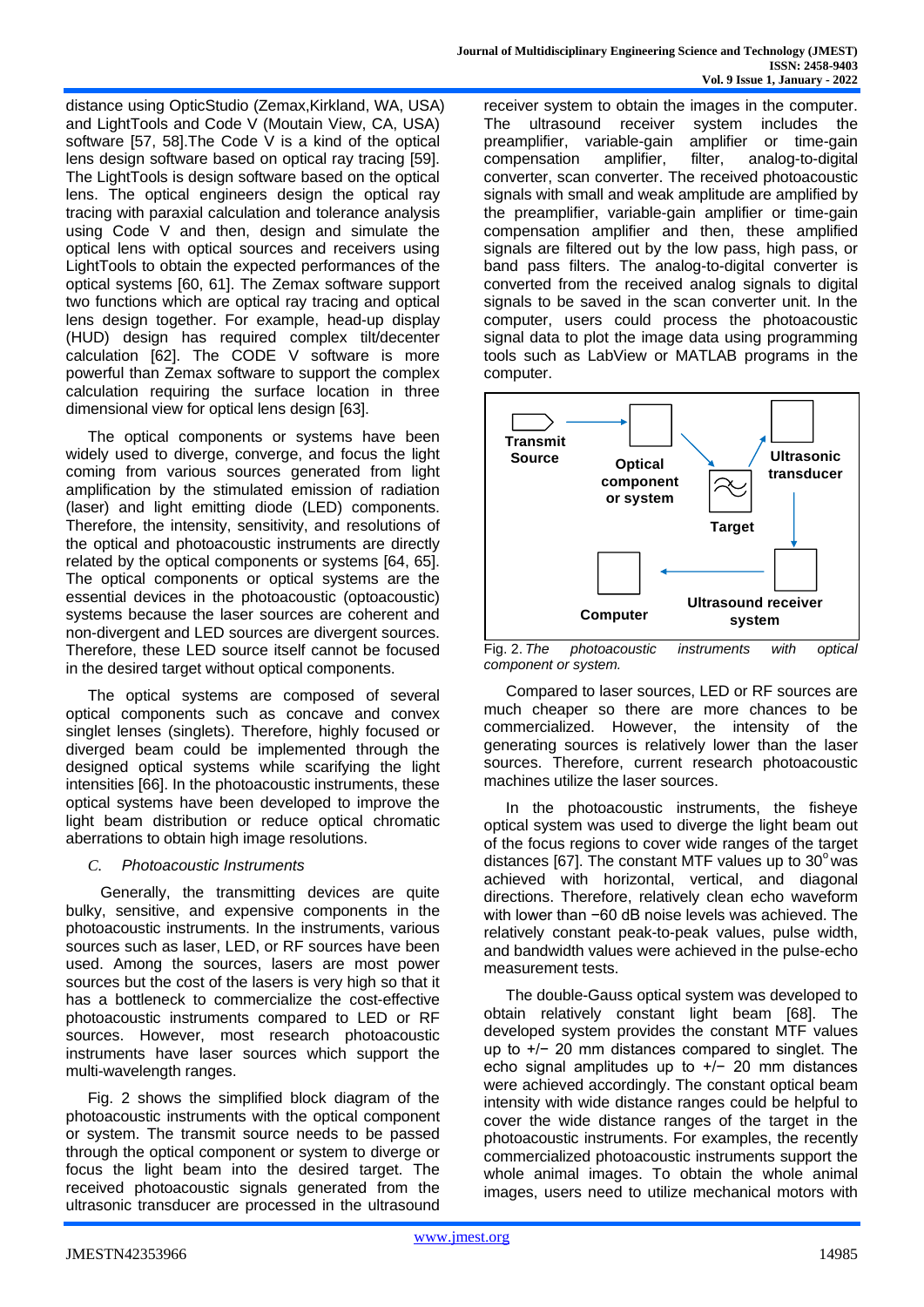distance using OpticStudio (Zemax,Kirkland, WA, USA) and LightTools and Code V (Moutain View, CA, USA) software [57, 58].The Code V is a kind of the optical lens design software based on optical ray tracing [59]. The LightTools is design software based on the optical lens. The optical engineers design the optical ray tracing with paraxial calculation and tolerance analysis using Code V and then, design and simulate the optical lens with optical sources and receivers using LightTools to obtain the expected performances of the optical systems [60, 61]. The Zemax software support two functions which are optical ray tracing and optical lens design together. For example, head-up display (HUD) design has required complex tilt/decenter calculation [62]. The CODE V software is more powerful than Zemax software to support the complex calculation requiring the surface location in three dimensional view for optical lens design [63].

The optical components or systems have been widely used to diverge, converge, and focus the light coming from various sources generated from light amplification by the stimulated emission of radiation (laser) and light emitting diode (LED) components. Therefore, the intensity, sensitivity, and resolutions of the optical and photoacoustic instruments are directly related by the optical components or systems [64, 65]. The optical components or optical systems are the essential devices in the photoacoustic (optoacoustic) systems because the laser sources are coherent and non-divergent and LED sources are divergent sources. Therefore, these LED source itself cannot be focused in the desired target without optical components.

The optical systems are composed of several optical components such as concave and convex singlet lenses (singlets). Therefore, highly focused or diverged beam could be implemented through the designed optical systems while scarifying the light intensities [66]. In the photoacoustic instruments, these optical systems have been developed to improve the light beam distribution or reduce optical chromatic aberrations to obtain high image resolutions.

### *C. Photoacoustic Instruments*

Generally, the transmitting devices are quite bulky, sensitive, and expensive components in the photoacoustic instruments. In the instruments, various sources such as laser, LED, or RF sources have been used. Among the sources, lasers are most power sources but the cost of the lasers is very high so that it has a bottleneck to commercialize the cost-effective photoacoustic instruments compared to LED or RF sources. However, most research photoacoustic instruments have laser sources which support the multi-wavelength ranges.

Fig. 2 shows the simplified block diagram of the photoacoustic instruments with the optical component or system. The transmit source needs to be passed through the optical component or system to diverge or focus the light beam into the desired target. The received photoacoustic signals generated from the ultrasonic transducer are processed in the ultrasound receiver system to obtain the images in the computer. The ultrasound receiver system includes the preamplifier, variable-gain amplifier or time-gain compensation amplifier, filter, analog-to-digital converter, scan converter. The received photoacoustic signals with small and weak amplitude are amplified by the preamplifier, variable-gain amplifier or time-gain compensation amplifier and then, these amplified signals are filtered out by the low pass, high pass, or band pass filters. The analog-to-digital converter is converted from the received analog signals to digital signals to be saved in the scan converter unit. In the computer, users could process the photoacoustic signal data to plot the image data using programming tools such as LabView or MATLAB programs in the computer.

Transmit Source → Optical component or system → Target → Ultrasonic transducer → Ultrasound receiver system → Computer

Fig. 2. *The photoacoustic instruments with optical component or system.*

Compared to laser sources, LED or RF sources are much cheaper so there are more chances to be commercialized. However, the intensity of the generating sources is relatively lower than the laser sources. Therefore, current research photoacoustic machines utilize the laser sources.

In the photoacoustic instruments, the fisheye optical system was used to diverge the light beam out of the focus regions to cover wide ranges of the target distances [67]. The constant MTF values up to 30$^{o}$ was achieved with horizontal, vertical, and diagonal directions. Therefore, relatively clean echo waveform with lower than −60 dB noise levels was achieved. The relatively constant peak-to-peak values, pulse width, and bandwidth values were achieved in the pulse-echo measurement tests.

The double-Gauss optical system was developed to obtain relatively constant light beam [68]. The developed system provides the constant MTF values up to +/− 20 mm distances compared to singlet. The echo signal amplitudes up to +/− 20 mm distances were achieved accordingly. The constant optical beam intensity with wide distance ranges could be helpful to cover the wide distance ranges of the target in the photoacoustic instruments. For examples, the recently commercialized photoacoustic instruments support the whole animal images. To obtain the whole animal images, users need to utilize mechanical motors with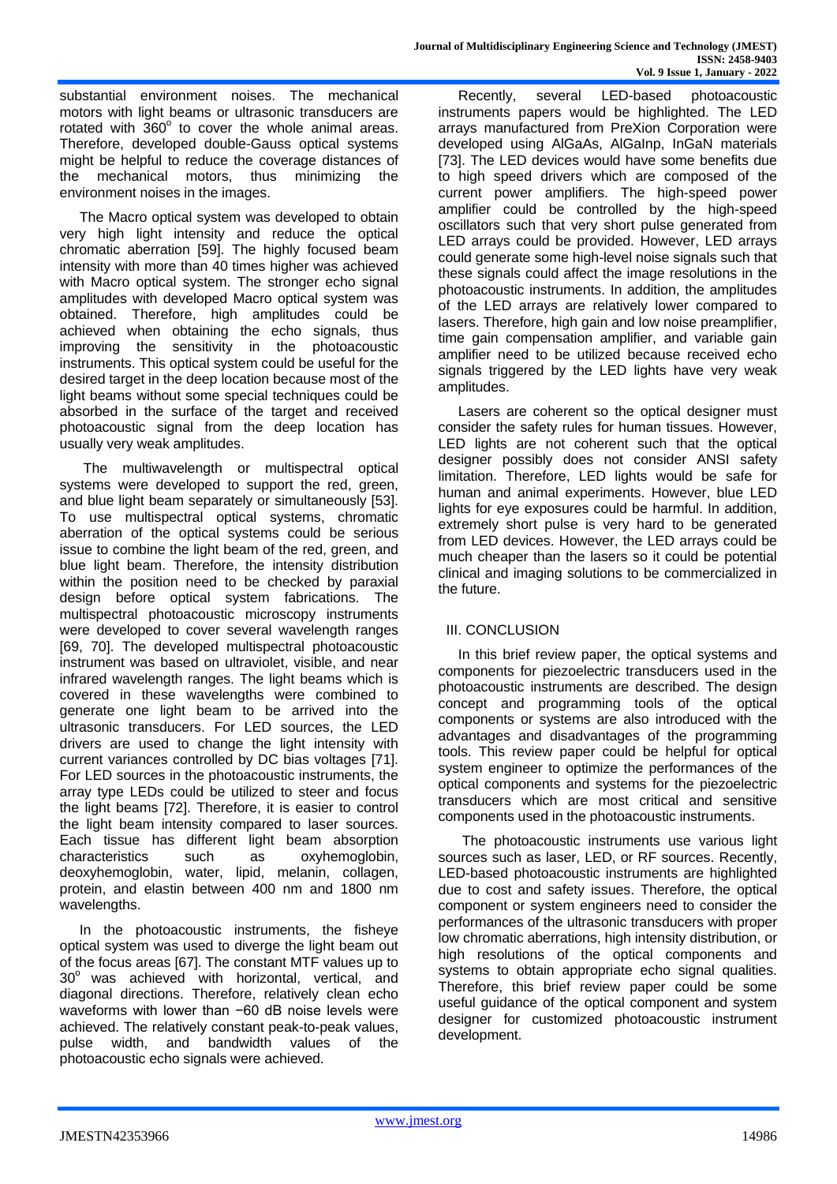substantial environment noises. The mechanical motors with light beams or ultrasonic transducers are rotated with 360° to cover the whole animal areas. Therefore, developed double-Gauss optical systems might be helpful to reduce the coverage distances of the mechanical motors, thus minimizing the environment noises in the images.

The Macro optical system was developed to obtain very high light intensity and reduce the optical chromatic aberration [59]. The highly focused beam intensity with more than 40 times higher was achieved with Macro optical system. The stronger echo signal amplitudes with developed Macro optical system was obtained. Therefore, high amplitudes could be achieved when obtaining the echo signals, thus improving the sensitivity in the photoacoustic instruments. This optical system could be useful for the desired target in the deep location because most of the light beams without some special techniques could be absorbed in the surface of the target and received photoacoustic signal from the deep location has usually very weak amplitudes.

The multiwavelength or multispectral optical systems were developed to support the red, green, and blue light beam separately or simultaneously [53]. To use multispectral optical systems, chromatic aberration of the optical systems could be serious issue to combine the light beam of the red, green, and blue light beam. Therefore, the intensity distribution within the position need to be checked by paraxial design before optical system fabrications. The multispectral photoacoustic microscopy instruments were developed to cover several wavelength ranges [69, 70]. The developed multispectral photoacoustic instrument was based on ultraviolet, visible, and near infrared wavelength ranges. The light beams which is covered in these wavelengths were combined to generate one light beam to be arrived into the ultrasonic transducers. For LED sources, the LED drivers are used to change the light intensity with current variances controlled by DC bias voltages [71]. For LED sources in the photoacoustic instruments, the array type LEDs could be utilized to steer and focus the light beams [72]. Therefore, it is easier to control the light beam intensity compared to laser sources. Each tissue has different light beam absorption characteristics such as oxyhemoglobin, deoxyhemoglobin, water, lipid, melanin, collagen, protein, and elastin between 400 nm and 1800 nm wavelengths.

In the photoacoustic instruments, the fisheye optical system was used to diverge the light beam out of the focus areas [67]. The constant MTF values up to 30° was achieved with horizontal, vertical, and diagonal directions. Therefore, relatively clean echo waveforms with lower than −60 dB noise levels were achieved. The relatively constant peak-to-peak values, pulse width, and bandwidth values of the photoacoustic echo signals were achieved.

Recently, several LED-based photoacoustic instruments papers would be highlighted. The LED arrays manufactured from PreXion Corporation were developed using AlGaAs, AlGaInp, InGaN materials [73]. The LED devices would have some benefits due to high speed drivers which are composed of the current power amplifiers. The high-speed power amplifier could be controlled by the high-speed oscillators such that very short pulse generated from LED arrays could be provided. However, LED arrays could generate some high-level noise signals such that these signals could affect the image resolutions in the photoacoustic instruments. In addition, the amplitudes of the LED arrays are relatively lower compared to lasers. Therefore, high gain and low noise preamplifier, time gain compensation amplifier, and variable gain amplifier need to be utilized because received echo signals triggered by the LED lights have very weak amplitudes.

Lasers are coherent so the optical designer must consider the safety rules for human tissues. However, LED lights are not coherent such that the optical designer possibly does not consider ANSI safety limitation. Therefore, LED lights would be safe for human and animal experiments. However, blue LED lights for eye exposures could be harmful. In addition, extremely short pulse is very hard to be generated from LED devices. However, the LED arrays could be much cheaper than the lasers so it could be potential clinical and imaging solutions to be commercialized in the future.

## III. CONCLUSION

In this brief review paper, the optical systems and components for piezoelectric transducers used in the photoacoustic instruments are described. The design concept and programming tools of the optical components or systems are also introduced with the advantages and disadvantages of the programming tools. This review paper could be helpful for optical system engineer to optimize the performances of the optical components and systems for the piezoelectric transducers which are most critical and sensitive components used in the photoacoustic instruments.

The photoacoustic instruments use various light sources such as laser, LED, or RF sources. Recently, LED-based photoacoustic instruments are highlighted due to cost and safety issues. Therefore, the optical component or system engineers need to consider the performances of the ultrasonic transducers with proper low chromatic aberrations, high intensity distribution, or high resolutions of the optical components and systems to obtain appropriate echo signal qualities. Therefore, this brief review paper could be some useful guidance of the optical component and system designer for customized photoacoustic instrument development.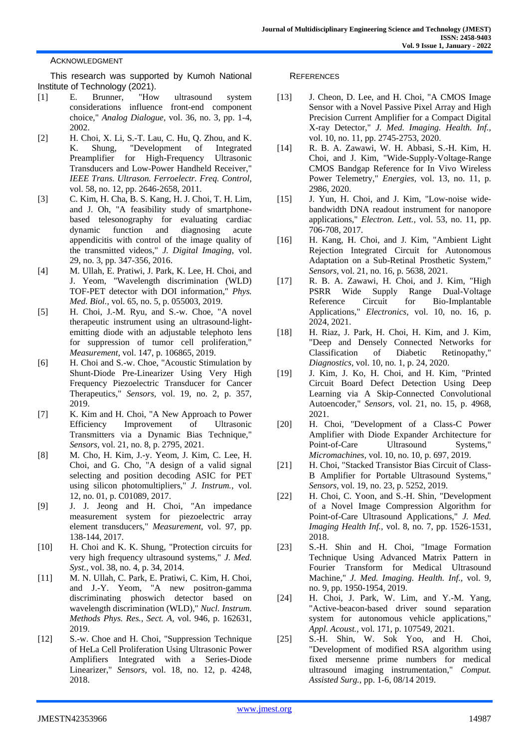## Acknowledgment

This research was supported by Kumoh National Institute of Technology (2021).

## References

[1] E. Brunner, "How ultrasound system considerations influence front-end component choice," *Analog Dialogue,* vol. 36, no. 3, pp. 1-4, 2002.

[2] H. Choi, X. Li, S.-T. Lau, C. Hu, Q. Zhou, and K. K. Shung, "Development of Integrated Preamplifier for High-Frequency Ultrasonic Transducers and Low-Power Handheld Receiver," *IEEE Trans. Ultrason. Ferroelectr. Freq. Control,* vol. 58, no. 12, pp. 2646-2658, 2011.

[3] C. Kim, H. Cha, B. S. Kang, H. J. Choi, T. H. Lim, and J. Oh, "A feasibility study of smartphone-based telesonography for evaluating cardiac dynamic function and diagnosing acute appendicitis with control of the image quality of the transmitted videos," *J. Digital Imaging,* vol. 29, no. 3, pp. 347-356, 2016.

[4] M. Ullah, E. Pratiwi, J. Park, K. Lee, H. Choi, and J. Yeom, "Wavelength discrimination (WLD) TOF-PET detector with DOI information," *Phys. Med. Biol.,* vol. 65, no. 5, p. 055003, 2019.

[5] H. Choi, J.-M. Ryu, and S.-w. Choe, "A novel therapeutic instrument using an ultrasound-light-emitting diode with an adjustable telephoto lens for suppression of tumor cell proliferation," *Measurement,* vol. 147, p. 106865, 2019.

[6] H. Choi and S.-w. Choe, "Acoustic Stimulation by Shunt-Diode Pre-Linearizer Using Very High Frequency Piezoelectric Transducer for Cancer Therapeutics," *Sensors,* vol. 19, no. 2, p. 357, 2019.

[7] K. Kim and H. Choi, "A New Approach to Power Efficiency Improvement of Ultrasonic Transmitters via a Dynamic Bias Technique," *Sensors,* vol. 21, no. 8, p. 2795, 2021.

[8] M. Cho, H. Kim, J.-y. Yeom, J. Kim, C. Lee, H. Choi, and G. Cho, "A design of a valid signal selecting and position decoding ASIC for PET using silicon photomultipliers," *J. Instrum.,* vol. 12, no. 01, p. C01089, 2017.

[9] J. J. Jeong and H. Choi, "An impedance measurement system for piezoelectric array element transducers," *Measurement,* vol. 97, pp. 138-144, 2017.

[10] H. Choi and K. K. Shung, "Protection circuits for very high frequency ultrasound systems," *J. Med. Syst.,* vol. 38, no. 4, p. 34, 2014.

[11] M. N. Ullah, C. Park, E. Pratiwi, C. Kim, H. Choi, and J.-Y. Yeom, "A new positron-gamma discriminating phoswich detector based on wavelength discrimination (WLD)," *Nucl. Instrum. Methods Phys. Res., Sect. A,* vol. 946, p. 162631, 2019.

[12] S.-w. Choe and H. Choi, "Suppression Technique of HeLa Cell Proliferation Using Ultrasonic Power Amplifiers Integrated with a Series-Diode Linearizer," *Sensors,* vol. 18, no. 12, p. 4248, 2018.

[13] J. Cheon, D. Lee, and H. Choi, "A CMOS Image Sensor with a Novel Passive Pixel Array and High Precision Current Amplifier for a Compact Digital X-ray Detector," *J. Med. Imaging. Health. Inf.,* vol. 10, no. 11, pp. 2745-2753, 2020.

[14] R. B. A. Zawawi, W. H. Abbasi, S.-H. Kim, H. Choi, and J. Kim, "Wide-Supply-Voltage-Range CMOS Bandgap Reference for In Vivo Wireless Power Telemetry," *Energies,* vol. 13, no. 11, p. 2986, 2020.

[15] J. Yun, H. Choi, and J. Kim, "Low-noise wide-bandwidth DNA readout instrument for nanopore applications," *Electron. Lett.,* vol. 53, no. 11, pp. 706-708, 2017.

[16] H. Kang, H. Choi, and J. Kim, "Ambient Light Rejection Integrated Circuit for Autonomous Adaptation on a Sub-Retinal Prosthetic System," *Sensors,* vol. 21, no. 16, p. 5638, 2021.

[17] R. B. A. Zawawi, H. Choi, and J. Kim, "High PSRR Wide Supply Range Dual-Voltage Reference Circuit for Bio-Implantable Applications," *Electronics,* vol. 10, no. 16, p. 2024, 2021.

[18] H. Riaz, J. Park, H. Choi, H. Kim, and J. Kim, "Deep and Densely Connected Networks for Classification of Diabetic Retinopathy," *Diagnostics,* vol. 10, no. 1, p. 24, 2020.

[19] J. Kim, J. Ko, H. Choi, and H. Kim, "Printed Circuit Board Defect Detection Using Deep Learning via A Skip-Connected Convolutional Autoencoder," *Sensors,* vol. 21, no. 15, p. 4968, 2021.

[20] H. Choi, "Development of a Class-C Power Amplifier with Diode Expander Architecture for Point-of-Care Ultrasound Systems," *Micromachines,* vol. 10, no. 10, p. 697, 2019.

[21] H. Choi, "Stacked Transistor Bias Circuit of Class-B Amplifier for Portable Ultrasound Systems," *Sensors,* vol. 19, no. 23, p. 5252, 2019.

[22] H. Choi, C. Yoon, and S.-H. Shin, "Development of a Novel Image Compression Algorithm for Point-of-Care Ultrasound Applications," *J. Med. Imaging Health Inf.,* vol. 8, no. 7, pp. 1526-1531, 2018.

[23] S.-H. Shin and H. Choi, "Image Formation Technique Using Advanced Matrix Pattern in Fourier Transform for Medical Ultrasound Machine," *J. Med. Imaging. Health. Inf.,* vol. 9, no. 9, pp. 1950-1954, 2019.

[24] H. Choi, J. Park, W. Lim, and Y.-M. Yang, "Active-beacon-based driver sound separation system for autonomous vehicle applications," *Appl. Acoust.,* vol. 171, p. 107549, 2021.

[25] S.-H. Shin, W. Sok Yoo, and H. Choi, "Development of modified RSA algorithm using fixed mersenne prime numbers for medical ultrasound imaging instrumentation," *Comput. Assisted Surg.,* pp. 1-6, 08/14 2019.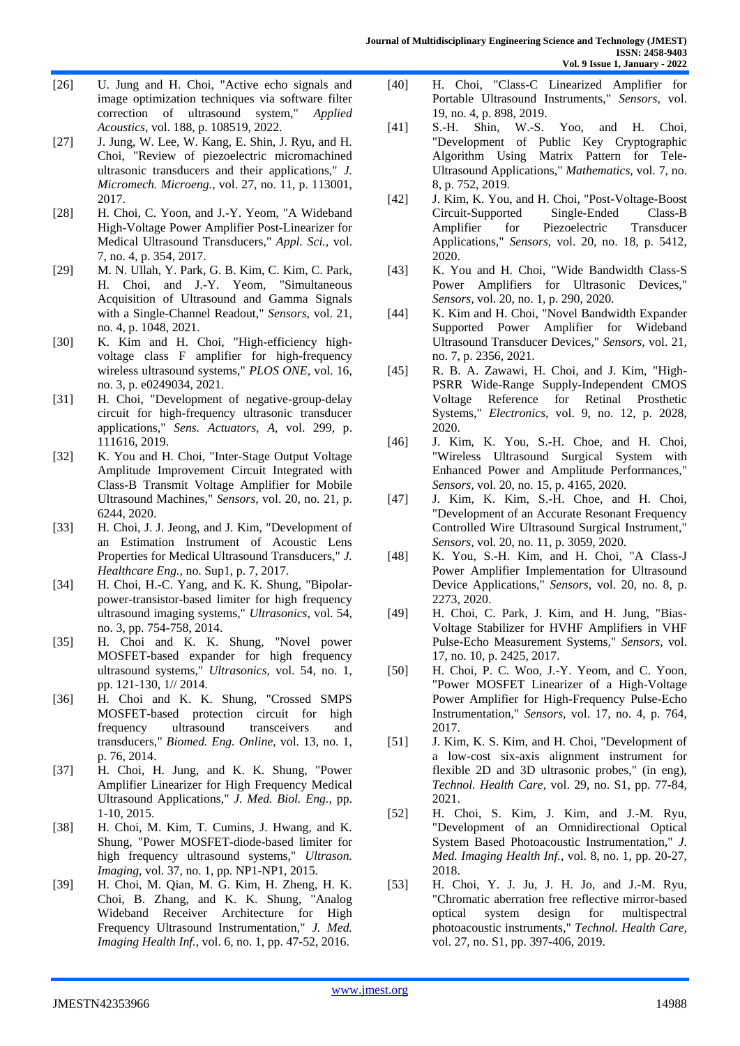[26] U. Jung and H. Choi, "Active echo signals and image optimization techniques via software filter correction of ultrasound system," *Applied Acoustics*, vol. 188, p. 108519, 2022.

[27] J. Jung, W. Lee, W. Kang, E. Shin, J. Ryu, and H. Choi, "Review of piezoelectric micromachined ultrasonic transducers and their applications," *J. Micromech. Microeng.*, vol. 27, no. 11, p. 113001, 2017.

[28] H. Choi, C. Yoon, and J.-Y. Yeom, "A Wideband High-Voltage Power Amplifier Post-Linearizer for Medical Ultrasound Transducers," *Appl. Sci.*, vol. 7, no. 4, p. 354, 2017.

[29] M. N. Ullah, Y. Park, G. B. Kim, C. Kim, C. Park, H. Choi, and J.-Y. Yeom, "Simultaneous Acquisition of Ultrasound and Gamma Signals with a Single-Channel Readout," *Sensors*, vol. 21, no. 4, p. 1048, 2021.

[30] K. Kim and H. Choi, "High-efficiency high-voltage class F amplifier for high-frequency wireless ultrasound systems," *PLOS ONE*, vol. 16, no. 3, p. e0249034, 2021.

[31] H. Choi, "Development of negative-group-delay circuit for high-frequency ultrasonic transducer applications," *Sens. Actuators, A*, vol. 299, p. 111616, 2019.

[32] K. You and H. Choi, "Inter-Stage Output Voltage Amplitude Improvement Circuit Integrated with Class-B Transmit Voltage Amplifier for Mobile Ultrasound Machines," *Sensors*, vol. 20, no. 21, p. 6244, 2020.

[33] H. Choi, J. J. Jeong, and J. Kim, "Development of an Estimation Instrument of Acoustic Lens Properties for Medical Ultrasound Transducers," *J. Healthcare Eng.*, no. Sup1, p. 7, 2017.

[34] H. Choi, H.-C. Yang, and K. K. Shung, "Bipolar-power-transistor-based limiter for high frequency ultrasound imaging systems," *Ultrasonics*, vol. 54, no. 3, pp. 754-758, 2014.

[35] H. Choi and K. K. Shung, "Novel power MOSFET-based expander for high frequency ultrasound systems," *Ultrasonics*, vol. 54, no. 1, pp. 121-130, 1// 2014.

[36] H. Choi and K. K. Shung, "Crossed SMPS MOSFET-based protection circuit for high frequency ultrasound transceivers and transducers," *Biomed. Eng. Online*, vol. 13, no. 1, p. 76, 2014.

[37] H. Choi, H. Jung, and K. K. Shung, "Power Amplifier Linearizer for High Frequency Medical Ultrasound Applications," *J. Med. Biol. Eng.*, pp. 1-10, 2015.

[38] H. Choi, M. Kim, T. Cumins, J. Hwang, and K. Shung, "Power MOSFET-diode-based limiter for high frequency ultrasound systems," *Ultrason. Imaging*, vol. 37, no. 1, pp. NP1-NP1, 2015.

[39] H. Choi, M. Qian, M. G. Kim, H. Zheng, H. K. Choi, B. Zhang, and K. K. Shung, "Analog Wideband Receiver Architecture for High Frequency Ultrasound Instrumentation," *J. Med. Imaging Health Inf.*, vol. 6, no. 1, pp. 47-52, 2016.

[40] H. Choi, "Class-C Linearized Amplifier for Portable Ultrasound Instruments," *Sensors*, vol. 19, no. 4, p. 898, 2019.

[41] S.-H. Shin, W.-S. Yoo, and H. Choi, "Development of Public Key Cryptographic Algorithm Using Matrix Pattern for Tele-Ultrasound Applications," *Mathematics*, vol. 7, no. 8, p. 752, 2019.

[42] J. Kim, K. You, and H. Choi, "Post-Voltage-Boost Circuit-Supported Single-Ended Class-B Amplifier for Piezoelectric Transducer Applications," *Sensors*, vol. 20, no. 18, p. 5412, 2020.

[43] K. You and H. Choi, "Wide Bandwidth Class-S Power Amplifiers for Ultrasonic Devices," *Sensors*, vol. 20, no. 1, p. 290, 2020.

[44] K. Kim and H. Choi, "Novel Bandwidth Expander Supported Power Amplifier for Wideband Ultrasound Transducer Devices," *Sensors*, vol. 21, no. 7, p. 2356, 2021.

[45] R. B. A. Zawawi, H. Choi, and J. Kim, "High-PSRR Wide-Range Supply-Independent CMOS Voltage Reference for Retinal Prosthetic Systems," *Electronics*, vol. 9, no. 12, p. 2028, 2020.

[46] J. Kim, K. You, S.-H. Choe, and H. Choi, "Wireless Ultrasound Surgical System with Enhanced Power and Amplitude Performances," *Sensors*, vol. 20, no. 15, p. 4165, 2020.

[47] J. Kim, K. Kim, S.-H. Choe, and H. Choi, "Development of an Accurate Resonant Frequency Controlled Wire Ultrasound Surgical Instrument," *Sensors*, vol. 20, no. 11, p. 3059, 2020.

[48] K. You, S.-H. Kim, and H. Choi, "A Class-J Power Amplifier Implementation for Ultrasound Device Applications," *Sensors*, vol. 20, no. 8, p. 2273, 2020.

[49] H. Choi, C. Park, J. Kim, and H. Jung, "Bias-Voltage Stabilizer for HVHF Amplifiers in VHF Pulse-Echo Measurement Systems," *Sensors*, vol. 17, no. 10, p. 2425, 2017.

[50] H. Choi, P. C. Woo, J.-Y. Yeom, and C. Yoon, "Power MOSFET Linearizer of a High-Voltage Power Amplifier for High-Frequency Pulse-Echo Instrumentation," *Sensors*, vol. 17, no. 4, p. 764, 2017.

[51] J. Kim, K. S. Kim, and H. Choi, "Development of a low-cost six-axis alignment instrument for flexible 2D and 3D ultrasonic probes," (in eng), *Technol. Health Care*, vol. 29, no. S1, pp. 77-84, 2021.

[52] H. Choi, S. Kim, J. Kim, and J.-M. Ryu, "Development of an Omnidirectional Optical System Based Photoacoustic Instrumentation," *J. Med. Imaging Health Inf.*, vol. 8, no. 1, pp. 20-27, 2018.

[53] H. Choi, Y. J. Ju, J. H. Jo, and J.-M. Ryu, "Chromatic aberration free reflective mirror-based optical system design for multispectral photoacoustic instruments," *Technol. Health Care*, vol. 27, no. S1, pp. 397-406, 2019.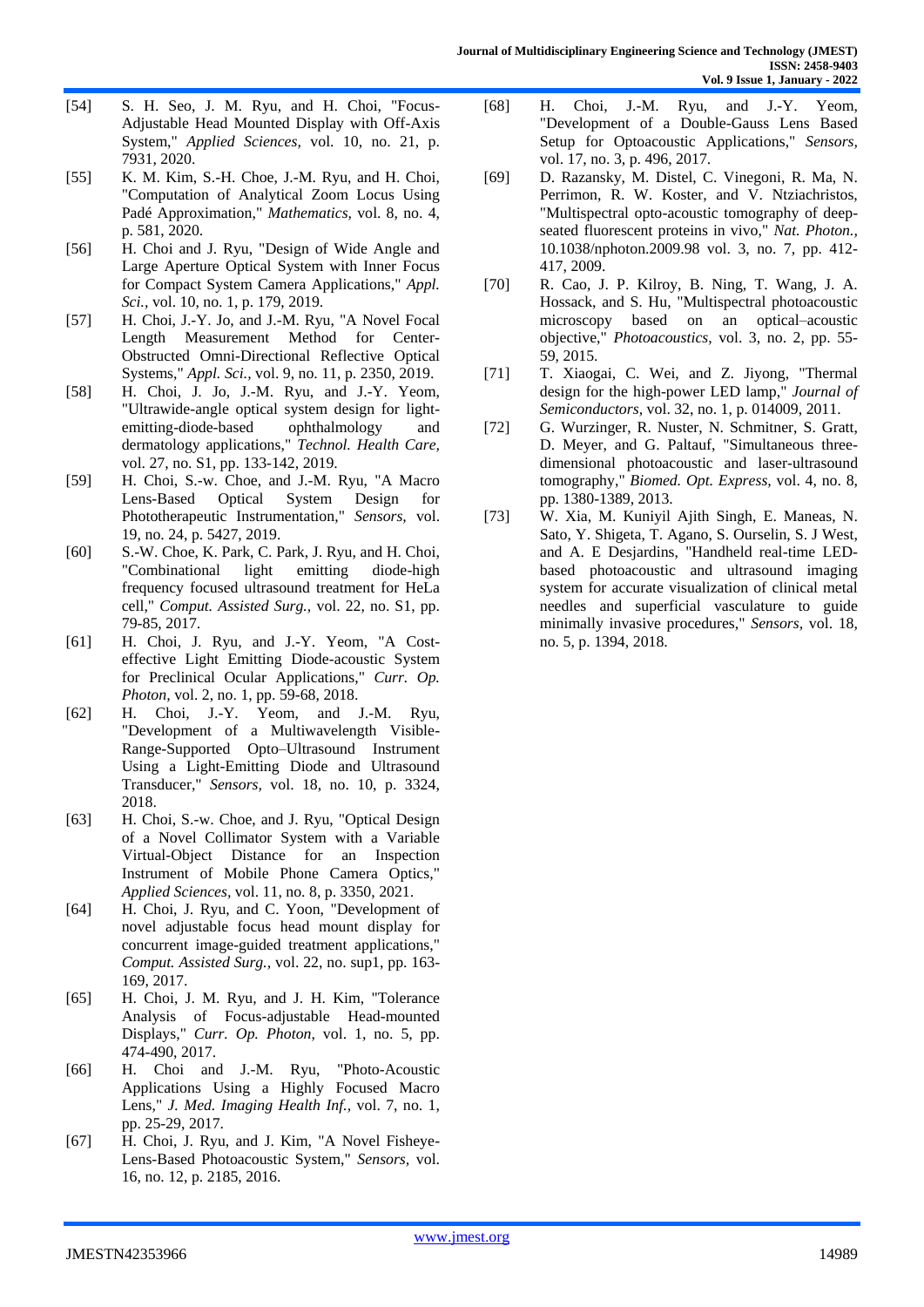[54] S. H. Seo, J. M. Ryu, and H. Choi, "Focus-Adjustable Head Mounted Display with Off-Axis System," *Applied Sciences,* vol. 10, no. 21, p. 7931, 2020.

[55] K. M. Kim, S.-H. Choe, J.-M. Ryu, and H. Choi, "Computation of Analytical Zoom Locus Using Padé Approximation," *Mathematics,* vol. 8, no. 4, p. 581, 2020.

[56] H. Choi and J. Ryu, "Design of Wide Angle and Large Aperture Optical System with Inner Focus for Compact System Camera Applications," *Appl. Sci.,* vol. 10, no. 1, p. 179, 2019.

[57] H. Choi, J.-Y. Jo, and J.-M. Ryu, "A Novel Focal Length Measurement Method for Center-Obstructed Omni-Directional Reflective Optical Systems," *Appl. Sci.,* vol. 9, no. 11, p. 2350, 2019.

[58] H. Choi, J. Jo, J.-M. Ryu, and J.-Y. Yeom, "Ultrawide-angle optical system design for light-emitting-diode-based ophthalmology and dermatology applications," *Technol. Health Care,* vol. 27, no. S1, pp. 133-142, 2019.

[59] H. Choi, S.-w. Choe, and J.-M. Ryu, "A Macro Lens-Based Optical System Design for Phototherapeutic Instrumentation," *Sensors,* vol. 19, no. 24, p. 5427, 2019.

[60] S.-W. Choe, K. Park, C. Park, J. Ryu, and H. Choi, "Combinational light emitting diode-high frequency focused ultrasound treatment for HeLa cell," *Comput. Assisted Surg.,* vol. 22, no. S1, pp. 79-85, 2017.

[61] H. Choi, J. Ryu, and J.-Y. Yeom, "A Cost-effective Light Emitting Diode-acoustic System for Preclinical Ocular Applications," *Curr. Op. Photon,* vol. 2, no. 1, pp. 59-68, 2018.

[62] H. Choi, J.-Y. Yeom, and J.-M. Ryu, "Development of a Multiwavelength Visible-Range-Supported Opto–Ultrasound Instrument Using a Light-Emitting Diode and Ultrasound Transducer," *Sensors,* vol. 18, no. 10, p. 3324, 2018.

[63] H. Choi, S.-w. Choe, and J. Ryu, "Optical Design of a Novel Collimator System with a Variable Virtual-Object Distance for an Inspection Instrument of Mobile Phone Camera Optics," *Applied Sciences,* vol. 11, no. 8, p. 3350, 2021.

[64] H. Choi, J. Ryu, and C. Yoon, "Development of novel adjustable focus head mount display for concurrent image-guided treatment applications," *Comput. Assisted Surg.,* vol. 22, no. sup1, pp. 163-169, 2017.

[65] H. Choi, J. M. Ryu, and J. H. Kim, "Tolerance Analysis of Focus-adjustable Head-mounted Displays," *Curr. Op. Photon,* vol. 1, no. 5, pp. 474-490, 2017.

[66] H. Choi and J.-M. Ryu, "Photo-Acoustic Applications Using a Highly Focused Macro Lens," *J. Med. Imaging Health Inf.,* vol. 7, no. 1, pp. 25-29, 2017.

[67] H. Choi, J. Ryu, and J. Kim, "A Novel Fisheye-Lens-Based Photoacoustic System," *Sensors,* vol. 16, no. 12, p. 2185, 2016.

[68] H. Choi, J.-M. Ryu, and J.-Y. Yeom, "Development of a Double-Gauss Lens Based Setup for Optoacoustic Applications," *Sensors,* vol. 17, no. 3, p. 496, 2017.

[69] D. Razansky, M. Distel, C. Vinegoni, R. Ma, N. Perrimon, R. W. Koster, and V. Ntziachristos, "Multispectral opto-acoustic tomography of deep-seated fluorescent proteins in vivo," *Nat. Photon.,* 10.1038/nphoton.2009.98 vol. 3, no. 7, pp. 412-417, 2009.

[70] R. Cao, J. P. Kilroy, B. Ning, T. Wang, J. A. Hossack, and S. Hu, "Multispectral photoacoustic microscopy based on an optical–acoustic objective," *Photoacoustics,* vol. 3, no. 2, pp. 55-59, 2015.

[71] T. Xiaogai, C. Wei, and Z. Jiyong, "Thermal design for the high-power LED lamp," *Journal of Semiconductors,* vol. 32, no. 1, p. 014009, 2011.

[72] G. Wurzinger, R. Nuster, N. Schmitner, S. Gratt, D. Meyer, and G. Paltauf, "Simultaneous three-dimensional photoacoustic and laser-ultrasound tomography," *Biomed. Opt. Express,* vol. 4, no. 8, pp. 1380-1389, 2013.

[73] W. Xia, M. Kuniyil Ajith Singh, E. Maneas, N. Sato, Y. Shigeta, T. Agano, S. Ourselin, S. J West, and A. E Desjardins, "Handheld real-time LED-based photoacoustic and ultrasound imaging system for accurate visualization of clinical metal needles and superficial vasculature to guide minimally invasive procedures," *Sensors,* vol. 18, no. 5, p. 1394, 2018.